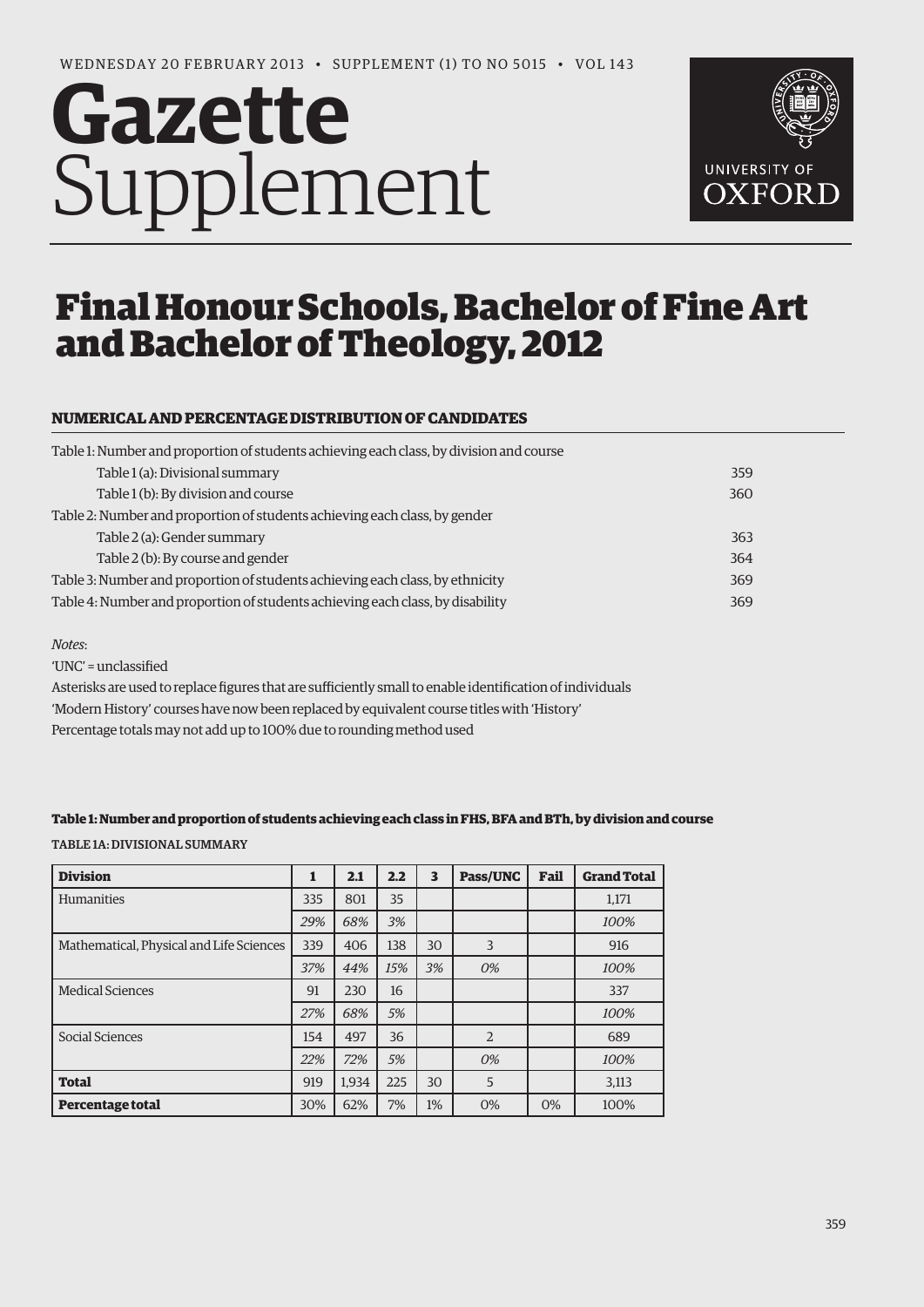WEDNESDAY 20 FEBRUARY 2013 • SUPPLEMENT (1) TO NO 5015 • VOL 143

# Gazette Supplement

UNIVERSITY OF OXFORD

# Final Honour Schools, Bachelor of Fine Art and Bachelor of Theology, 2012

## NUMERICAL AND PERCENTAGE DISTRIBUTION OF CANDIDATES

| | |
|---|---|
| Table 1: Number and proportion of students achieving each class, by division and course | |
| Table 1 (a): Divisional summary | 359 |
| Table 1 (b): By division and course | 360 |
| Table 2: Number and proportion of students achieving each class, by gender | |
| Table 2 (a): Gender summary | 363 |
| Table 2 (b): By course and gender | 364 |
| Table 3: Number and proportion of students achieving each class, by ethnicity | 369 |
| Table 4: Number and proportion of students achieving each class, by disability | 369 |

*Notes*:

'UNC' = unclassified

Asterisks are used to replace figures that are sufficiently small to enable identification of individuals

'Modern History' courses have now been replaced by equivalent course titles with 'History'

Percentage totals may not add up to 100% due to rounding method used

**Table 1: Number and proportion of students achieving each class in FHS, BFA and BTh, by division and course**

TABLE 1A: DIVISIONAL SUMMARY

| Division | 1 | 2.1 | 2.2 | 3 | Pass/UNC | Fail | Grand Total |
|---|---|---|---|---|---|---|---|
| Humanities | 335 | 801 | 35 | | | | 1,171 |
| | *29%* | *68%* | *3%* | | | | *100%* |
| Mathematical, Physical and Life Sciences | 339 | 406 | 138 | 30 | 3 | | 916 |
| | *37%* | *44%* | *15%* | *3%* | *0%* | | *100%* |
| Medical Sciences | 91 | 230 | 16 | | | | 337 |
| | *27%* | *68%* | *5%* | | | | *100%* |
| Social Sciences | 154 | 497 | 36 | | 2 | | 689 |
| | *22%* | *72%* | *5%* | | *0%* | | *100%* |
| **Total** | 919 | 1,934 | 225 | 30 | 5 | | 3,113 |
| **Percentage total** | 30% | 62% | 7% | 1% | 0% | 0% | 100% |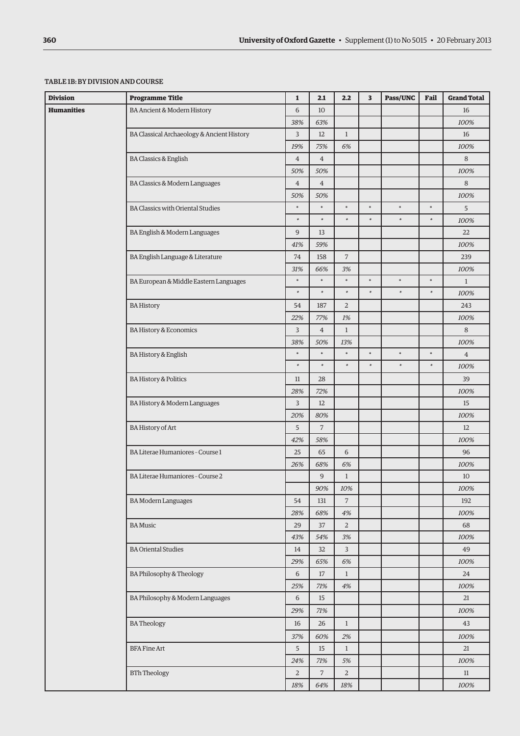### TABLE 1B: BY DIVISION AND COURSE

| Division | Programme Title | 1 | 2.1 | 2.2 | 3 | Pass/UNC | Fail | Grand Total |
|---|---|---|---|---|---|---|---|---|
| **Humanities** | BA Ancient & Modern History | 6 | 10 | | | | | 16 |
| | | *38%* | *63%* | | | | | *100%* |
| | BA Classical Archaeology & Ancient History | 3 | 12 | 1 | | | | 16 |
| | | *19%* | *75%* | *6%* | | | | *100%* |
| | BA Classics & English | 4 | 4 | | | | | 8 |
| | | *50%* | *50%* | | | | | *100%* |
| | BA Classics & Modern Languages | 4 | 4 | | | | | 8 |
| | | *50%* | *50%* | | | | | *100%* |
| | BA Classics with Oriental Studies | * | * | * | * | * | * | 5 |
| | | * | * | * | * | * | * | *100%* |
| | BA English & Modern Languages | 9 | 13 | | | | | 22 |
| | | *41%* | *59%* | | | | | *100%* |
| | BA English Language & Literature | 74 | 158 | 7 | | | | 239 |
| | | *31%* | *66%* | *3%* | | | | *100%* |
| | BA European & Middle Eastern Languages | * | * | * | * | * | * | 1 |
| | | * | * | * | * | * | * | *100%* |
| | BA History | 54 | 187 | 2 | | | | 243 |
| | | *22%* | *77%* | *1%* | | | | *100%* |
| | BA History & Economics | 3 | 4 | 1 | | | | 8 |
| | | *38%* | *50%* | *13%* | | | | *100%* |
| | BA History & English | * | * | * | * | * | * | 4 |
| | | * | * | * | * | * | * | *100%* |
| | BA History & Politics | 11 | 28 | | | | | 39 |
| | | *28%* | *72%* | | | | | *100%* |
| | BA History & Modern Languages | 3 | 12 | | | | | 15 |
| | | *20%* | *80%* | | | | | *100%* |
| | BA History of Art | 5 | 7 | | | | | 12 |
| | | *42%* | *58%* | | | | | *100%* |
| | BA Literae Humaniores - Course 1 | 25 | 65 | 6 | | | | 96 |
| | | *26%* | *68%* | *6%* | | | | *100%* |
| | BA Literae Humaniores - Course 2 | | 9 | 1 | | | | 10 |
| | | | *90%* | *10%* | | | | *100%* |
| | BA Modern Languages | 54 | 131 | 7 | | | | 192 |
| | | *28%* | *68%* | *4%* | | | | *100%* |
| | BA Music | 29 | 37 | 2 | | | | 68 |
| | | *43%* | *54%* | *3%* | | | | *100%* |
| | BA Oriental Studies | 14 | 32 | 3 | | | | 49 |
| | | *29%* | *65%* | *6%* | | | | *100%* |
| | BA Philosophy & Theology | 6 | 17 | 1 | | | | 24 |
| | | *25%* | *71%* | *4%* | | | | *100%* |
| | BA Philosophy & Modern Languages | 6 | 15 | | | | | 21 |
| | | *29%* | *71%* | | | | | *100%* |
| | BA Theology | 16 | 26 | 1 | | | | 43 |
| | | *37%* | *60%* | *2%* | | | | *100%* |
| | BFA Fine Art | 5 | 15 | 1 | | | | 21 |
| | | *24%* | *71%* | *5%* | | | | *100%* |
| | BTh Theology | 2 | 7 | 2 | | | | 11 |
| | | *18%* | *64%* | *18%* | | | | *100%* |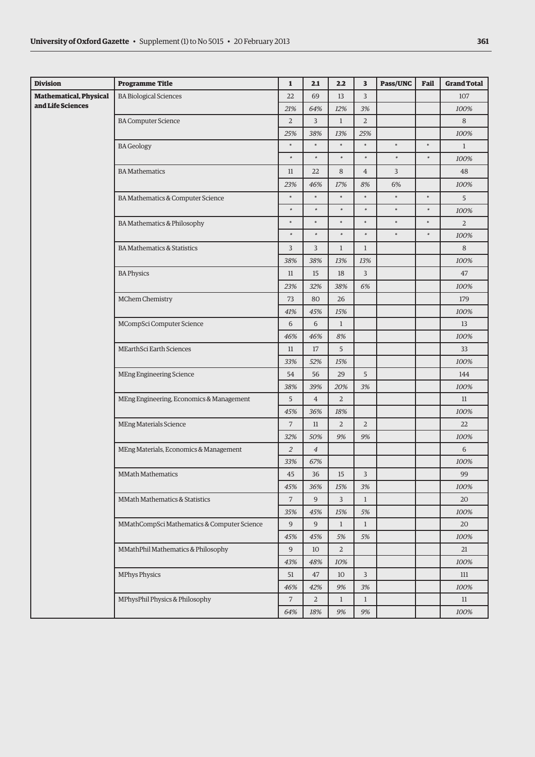| Division | Programme Title | 1 | 2.1 | 2.2 | 3 | Pass/UNC | Fail | Grand Total |
|---|---|---|---|---|---|---|---|---|
| **Mathematical, Physical and Life Sciences** | BA Biological Sciences | 22 | 69 | 13 | 3 | | | 107 |
| | | *21%* | *64%* | *12%* | *3%* | | | *100%* |
| | BA Computer Science | 2 | 3 | 1 | 2 | | | 8 |
| | | *25%* | *38%* | *13%* | *25%* | | | *100%* |
| | BA Geology | * | * | * | * | * | * | 1 |
| | | * | * | * | * | * | * | *100%* |
| | BA Mathematics | 11 | 22 | 8 | 4 | 3 | | 48 |
| | | *23%* | *46%* | *17%* | *8%* | 6% | | *100%* |
| | BA Mathematics & Computer Science | * | * | * | * | * | * | 5 |
| | | * | * | * | * | * | * | *100%* |
| | BA Mathematics & Philosophy | * | * | * | * | * | * | 2 |
| | | * | * | * | * | * | * | *100%* |
| | BA Mathematics & Statistics | 3 | 3 | 1 | 1 | | | 8 |
| | | *38%* | *38%* | *13%* | *13%* | | | *100%* |
| | BA Physics | 11 | 15 | 18 | 3 | | | 47 |
| | | *23%* | *32%* | *38%* | *6%* | | | *100%* |
| | MChem Chemistry | 73 | 80 | 26 | | | | 179 |
| | | *41%* | *45%* | *15%* | | | | *100%* |
| | MCompSci Computer Science | 6 | 6 | 1 | | | | 13 |
| | | *46%* | *46%* | *8%* | | | | *100%* |
| | MEarthSci Earth Sciences | 11 | 17 | 5 | | | | 33 |
| | | *33%* | *52%* | *15%* | | | | *100%* |
| | MEng Engineering Science | 54 | 56 | 29 | 5 | | | 144 |
| | | *38%* | *39%* | *20%* | *3%* | | | *100%* |
| | MEng Engineering, Economics & Management | 5 | 4 | 2 | | | | 11 |
| | | *45%* | *36%* | *18%* | | | | *100%* |
| | MEng Materials Science | 7 | 11 | 2 | 2 | | | 22 |
| | | *32%* | *50%* | *9%* | *9%* | | | *100%* |
| | MEng Materials, Economics & Management | *2* | *4* | | | | | 6 |
| | | *33%* | *67%* | | | | | *100%* |
| | MMath Mathematics | 45 | 36 | 15 | 3 | | | 99 |
| | | *45%* | *36%* | *15%* | *3%* | | | *100%* |
| | MMath Mathematics & Statistics | 7 | 9 | 3 | 1 | | | 20 |
| | | *35%* | *45%* | *15%* | *5%* | | | *100%* |
| | MMathCompSci Mathematics & Computer Science | 9 | 9 | 1 | 1 | | | 20 |
| | | *45%* | *45%* | *5%* | *5%* | | | *100%* |
| | MMathPhil Mathematics & Philosophy | 9 | 10 | 2 | | | | 21 |
| | | *43%* | *48%* | *10%* | | | | *100%* |
| | MPhys Physics | 51 | 47 | 10 | 3 | | | 111 |
| | | *46%* | *42%* | *9%* | *3%* | | | *100%* |
| | MPhysPhil Physics & Philosophy | 7 | 2 | 1 | 1 | | | 11 |
| | | *64%* | *18%* | *9%* | *9%* | | | *100%* |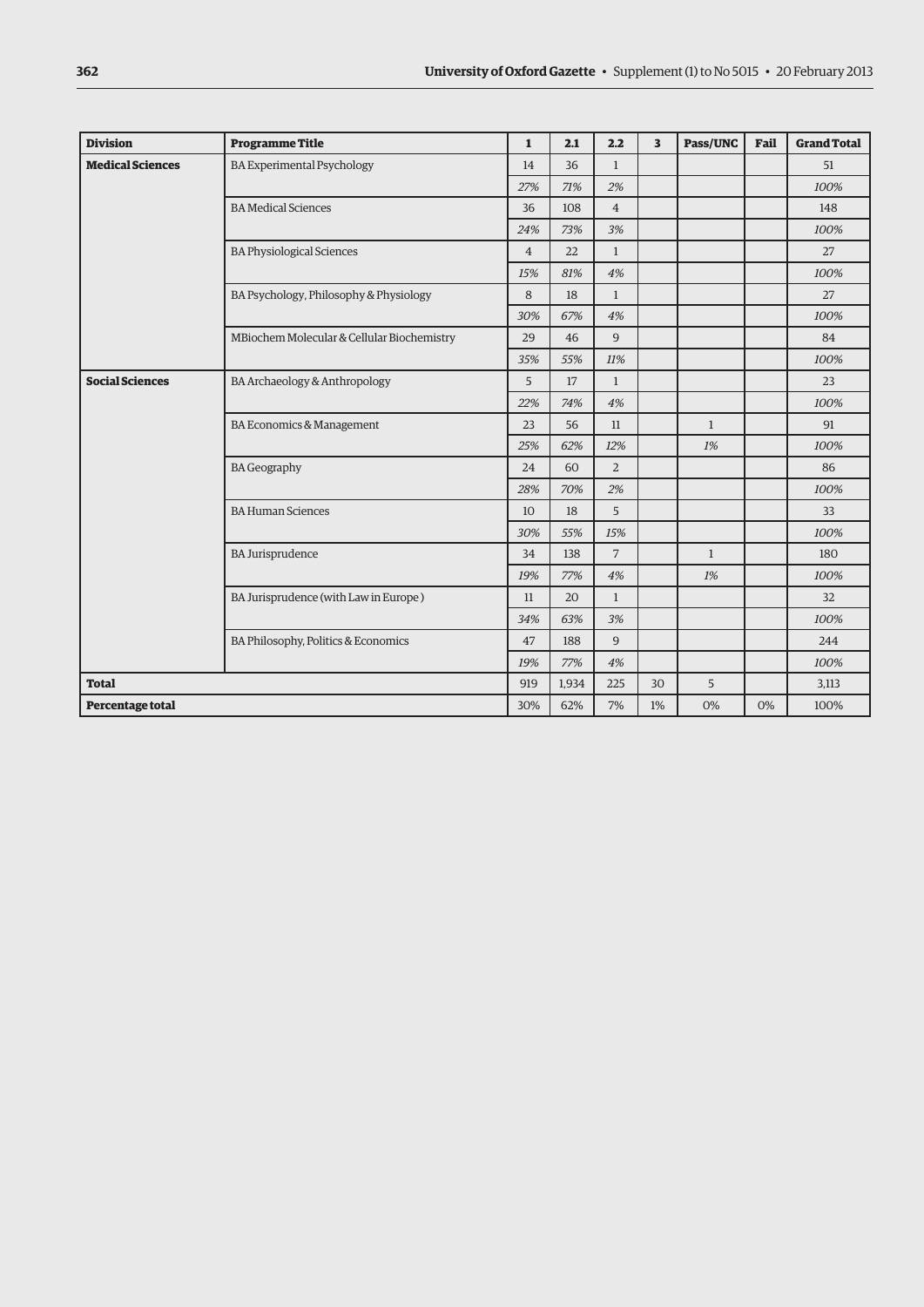| Division | Programme Title | 1 | 2.1 | 2.2 | 3 | Pass/UNC | Fail | Grand Total |
|---|---|---|---|---|---|---|---|---|
| **Medical Sciences** | BA Experimental Psychology | 14 | 36 | 1 | | | | 51 |
| | | *27%* | *71%* | *2%* | | | | *100%* |
| | BA Medical Sciences | 36 | 108 | 4 | | | | 148 |
| | | *24%* | *73%* | *3%* | | | | *100%* |
| | BA Physiological Sciences | 4 | 22 | 1 | | | | 27 |
| | | *15%* | *81%* | *4%* | | | | *100%* |
| | BA Psychology, Philosophy & Physiology | 8 | 18 | 1 | | | | 27 |
| | | *30%* | *67%* | *4%* | | | | *100%* |
| | MBiochem Molecular & Cellular Biochemistry | 29 | 46 | 9 | | | | 84 |
| | | *35%* | *55%* | *11%* | | | | *100%* |
| **Social Sciences** | BA Archaeology & Anthropology | 5 | 17 | 1 | | | | 23 |
| | | *22%* | *74%* | *4%* | | | | *100%* |
| | BA Economics & Management | 23 | 56 | 11 | | 1 | | 91 |
| | | *25%* | *62%* | *12%* | | *1%* | | *100%* |
| | BA Geography | 24 | 60 | 2 | | | | 86 |
| | | *28%* | *70%* | *2%* | | | | *100%* |
| | BA Human Sciences | 10 | 18 | 5 | | | | 33 |
| | | *30%* | *55%* | *15%* | | | | *100%* |
| | BA Jurisprudence | 34 | 138 | 7 | | 1 | | 180 |
| | | *19%* | *77%* | *4%* | | *1%* | | *100%* |
| | BA Jurisprudence (with Law in Europe ) | 11 | 20 | 1 | | | | 32 |
| | | *34%* | *63%* | *3%* | | | | *100%* |
| | BA Philosophy, Politics & Economics | 47 | 188 | 9 | | | | 244 |
| | | *19%* | *77%* | *4%* | | | | *100%* |
| **Total** | | 919 | 1,934 | 225 | 30 | 5 | | 3,113 |
| **Percentage total** | | 30% | 62% | 7% | 1% | 0% | 0% | 100% |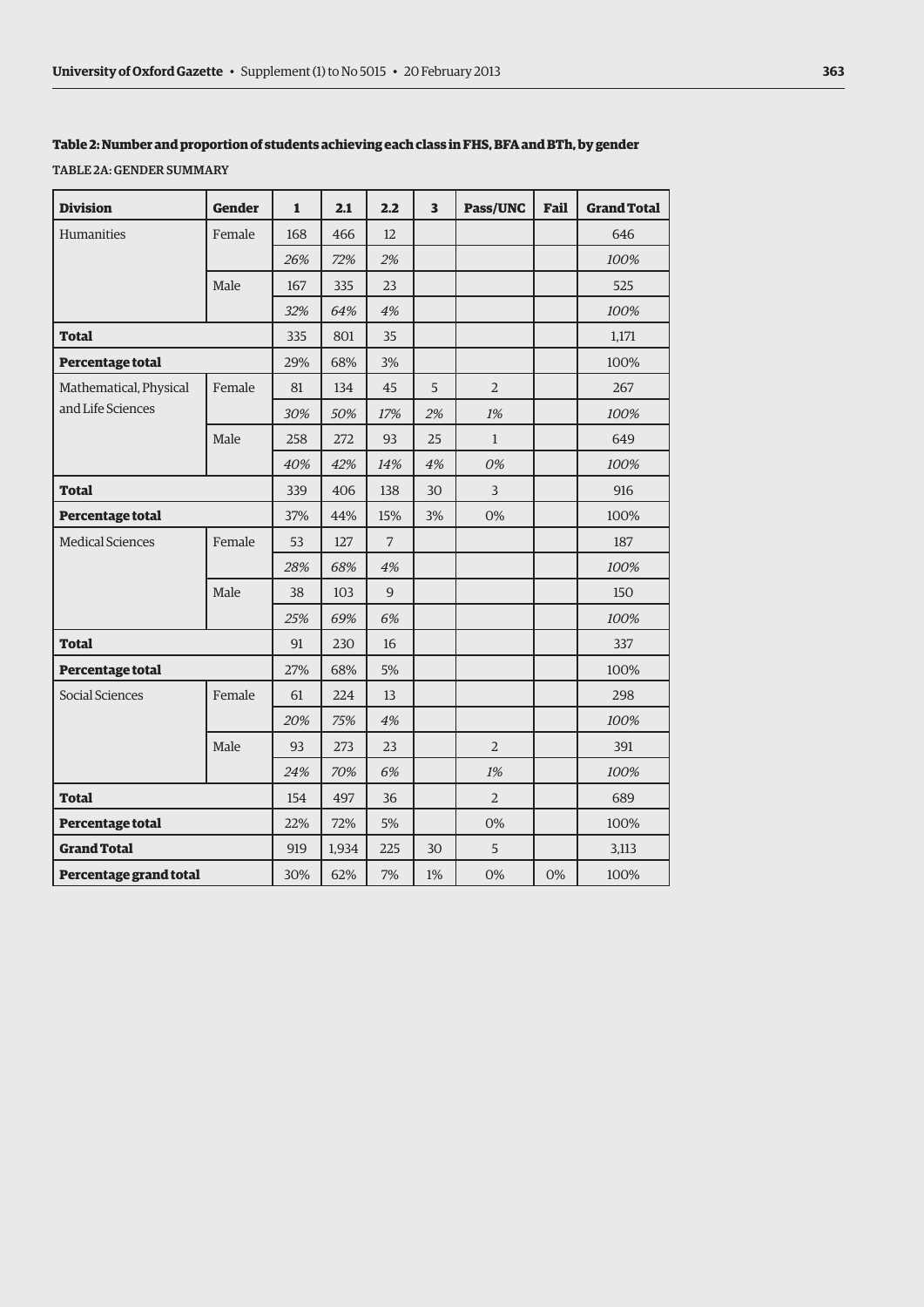### Table 2: Number and proportion of students achieving each class in FHS, BFA and BTh, by gender

TABLE 2A: GENDER SUMMARY

| Division | Gender | 1 | 2.1 | 2.2 | 3 | Pass/UNC | Fail | Grand Total |
|---|---|---|---|---|---|---|---|---|
| Humanities | Female | 168 | 466 | 12 | | | | 646 |
| | | *26%* | *72%* | *2%* | | | | *100%* |
| | Male | 167 | 335 | 23 | | | | 525 |
| | | *32%* | *64%* | *4%* | | | | *100%* |
| **Total** | | 335 | 801 | 35 | | | | 1,171 |
| **Percentage total** | | 29% | 68% | 3% | | | | 100% |
| Mathematical, Physical and Life Sciences | Female | 81 | 134 | 45 | 5 | 2 | | 267 |
| | | *30%* | *50%* | *17%* | *2%* | *1%* | | *100%* |
| | Male | 258 | 272 | 93 | 25 | 1 | | 649 |
| | | *40%* | *42%* | *14%* | *4%* | *0%* | | *100%* |
| **Total** | | 339 | 406 | 138 | 30 | 3 | | 916 |
| **Percentage total** | | 37% | 44% | 15% | 3% | 0% | | 100% |
| Medical Sciences | Female | 53 | 127 | 7 | | | | 187 |
| | | *28%* | *68%* | *4%* | | | | *100%* |
| | Male | 38 | 103 | 9 | | | | 150 |
| | | *25%* | *69%* | *6%* | | | | *100%* |
| **Total** | | 91 | 230 | 16 | | | | 337 |
| **Percentage total** | | 27% | 68% | 5% | | | | 100% |
| Social Sciences | Female | 61 | 224 | 13 | | | | 298 |
| | | *20%* | *75%* | *4%* | | | | *100%* |
| | Male | 93 | 273 | 23 | | 2 | | 391 |
| | | *24%* | *70%* | *6%* | | *1%* | | *100%* |
| **Total** | | 154 | 497 | 36 | | 2 | | 689 |
| **Percentage total** | | 22% | 72% | 5% | | 0% | | 100% |
| **Grand Total** | | 919 | 1,934 | 225 | 30 | 5 | | 3,113 |
| **Percentage grand total** | | 30% | 62% | 7% | 1% | 0% | 0% | 100% |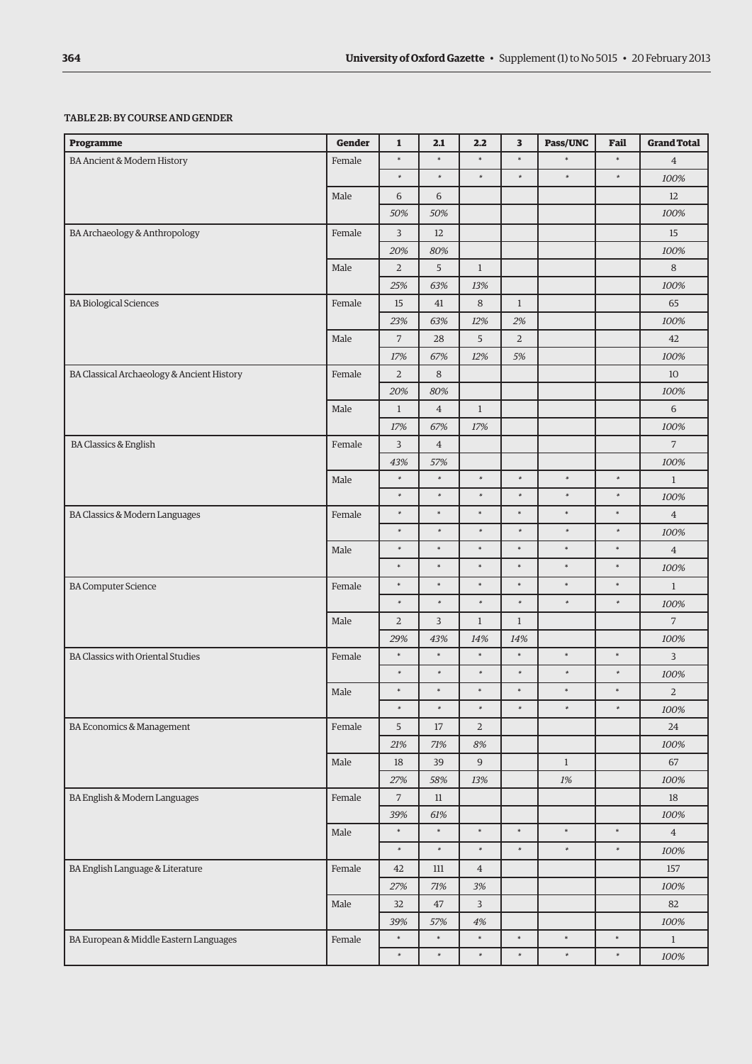**TABLE 2B: BY COURSE AND GENDER**

| Programme | Gender | 1 | 2.1 | 2.2 | 3 | Pass/UNC | Fail | Grand Total |
|---|---|---|---|---|---|---|---|---|
| BA Ancient & Modern History | Female | * | * | * | * | * | * | 4 |
| | | * | * | * | * | * | * | *100%* |
| | Male | 6 | 6 | | | | | 12 |
| | | *50%* | *50%* | | | | | *100%* |
| BA Archaeology & Anthropology | Female | 3 | 12 | | | | | 15 |
| | | *20%* | *80%* | | | | | *100%* |
| | Male | 2 | 5 | 1 | | | | 8 |
| | | *25%* | *63%* | *13%* | | | | *100%* |
| BA Biological Sciences | Female | 15 | 41 | 8 | 1 | | | 65 |
| | | *23%* | *63%* | *12%* | *2%* | | | *100%* |
| | Male | 7 | 28 | 5 | 2 | | | 42 |
| | | *17%* | *67%* | *12%* | *5%* | | | *100%* |
| BA Classical Archaeology & Ancient History | Female | 2 | 8 | | | | | 10 |
| | | *20%* | *80%* | | | | | *100%* |
| | Male | 1 | 4 | 1 | | | | 6 |
| | | *17%* | *67%* | *17%* | | | | *100%* |
| BA Classics & English | Female | 3 | 4 | | | | | 7 |
| | | *43%* | *57%* | | | | | *100%* |
| | Male | * | * | * | * | * | * | 1 |
| | | * | * | * | * | * | * | *100%* |
| BA Classics & Modern Languages | Female | * | * | * | * | * | * | 4 |
| | | * | * | * | * | * | * | *100%* |
| | Male | * | * | * | * | * | * | 4 |
| | | * | * | * | * | * | * | *100%* |
| BA Computer Science | Female | * | * | * | * | * | * | 1 |
| | | * | * | * | * | * | * | *100%* |
| | Male | 2 | 3 | 1 | 1 | | | 7 |
| | | *29%* | *43%* | *14%* | *14%* | | | *100%* |
| BA Classics with Oriental Studies | Female | * | * | * | * | * | * | 3 |
| | | * | * | * | * | * | * | *100%* |
| | Male | * | * | * | * | * | * | 2 |
| | | * | * | * | * | * | * | *100%* |
| BA Economics & Management | Female | 5 | 17 | 2 | | | | 24 |
| | | *21%* | *71%* | *8%* | | | | *100%* |
| | Male | 18 | 39 | 9 | | 1 | | 67 |
| | | *27%* | *58%* | *13%* | | *1%* | | *100%* |
| BA English & Modern Languages | Female | 7 | 11 | | | | | 18 |
| | | *39%* | *61%* | | | | | *100%* |
| | Male | * | * | * | * | * | * | 4 |
| | | * | * | * | * | * | * | *100%* |
| BA English Language & Literature | Female | 42 | 111 | 4 | | | | 157 |
| | | *27%* | *71%* | *3%* | | | | *100%* |
| | Male | 32 | 47 | 3 | | | | 82 |
| | | *39%* | *57%* | *4%* | | | | *100%* |
| BA European & Middle Eastern Languages | Female | * | * | * | * | * | * | 1 |
| | | * | * | * | * | * | * | *100%* |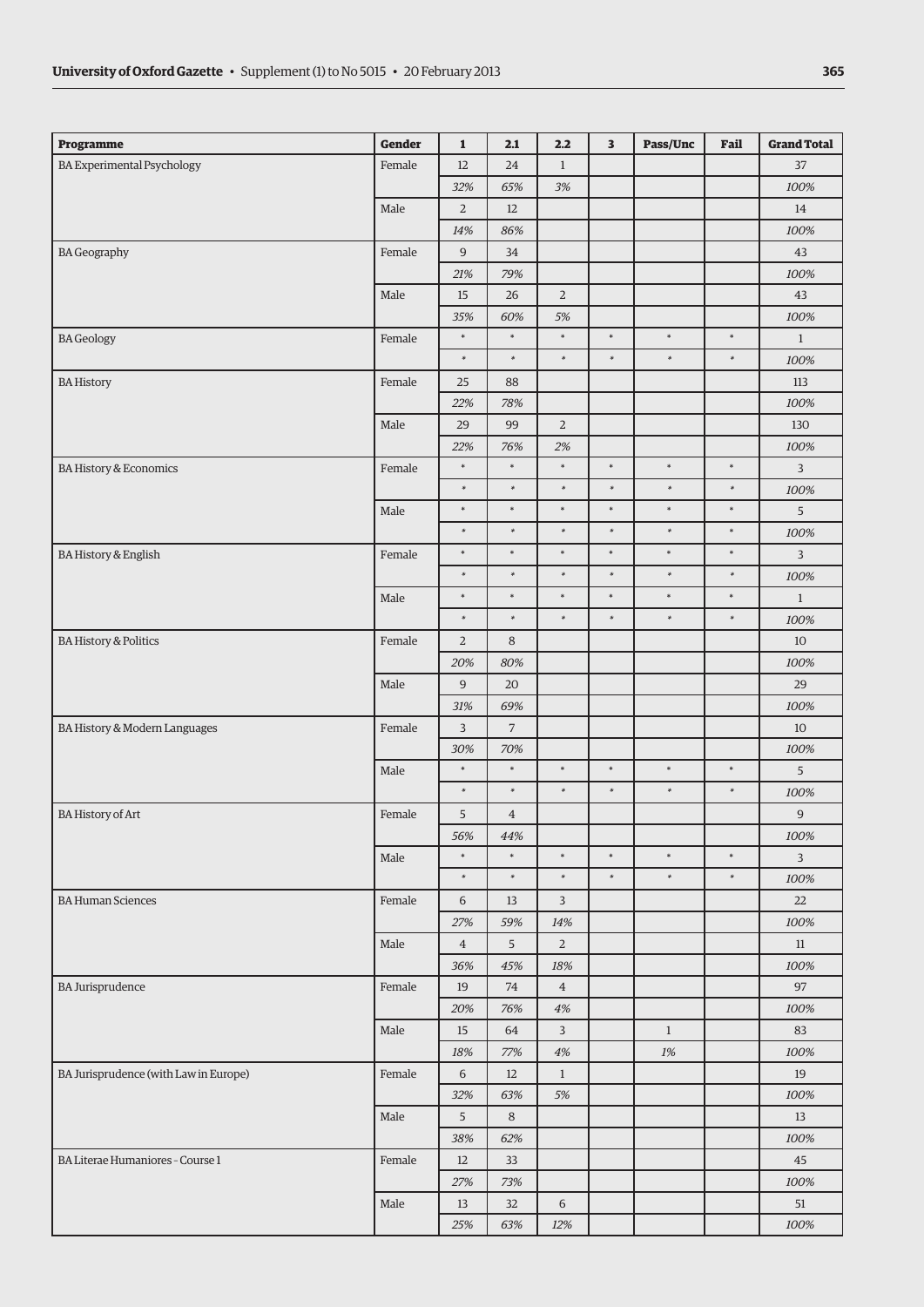| Programme | Gender | 1 | 2.1 | 2.2 | 3 | Pass/Unc | Fail | Grand Total |
|---|---|---|---|---|---|---|---|---|
| BA Experimental Psychology | Female | 12 | 24 | 1 | | | | 37 |
| | | *32%* | *65%* | *3%* | | | | *100%* |
| | Male | 2 | 12 | | | | | 14 |
| | | *14%* | *86%* | | | | | *100%* |
| BA Geography | Female | 9 | 34 | | | | | 43 |
| | | *21%* | *79%* | | | | | *100%* |
| | Male | 15 | 26 | 2 | | | | 43 |
| | | *35%* | *60%* | *5%* | | | | *100%* |
| BA Geology | Female | * | * | * | * | * | * | 1 |
| | | * | * | * | * | * | * | *100%* |
| BA History | Female | 25 | 88 | | | | | 113 |
| | | *22%* | *78%* | | | | | *100%* |
| | Male | 29 | 99 | 2 | | | | 130 |
| | | *22%* | *76%* | *2%* | | | | *100%* |
| BA History & Economics | Female | * | * | * | * | * | * | 3 |
| | | * | * | * | * | * | * | *100%* |
| | Male | * | * | * | * | * | * | 5 |
| | | * | * | * | * | * | * | *100%* |
| BA History & English | Female | * | * | * | * | * | * | 3 |
| | | * | * | * | * | * | * | *100%* |
| | Male | * | * | * | * | * | * | 1 |
| | | * | * | * | * | * | * | *100%* |
| BA History & Politics | Female | 2 | 8 | | | | | 10 |
| | | *20%* | *80%* | | | | | *100%* |
| | Male | 9 | 20 | | | | | 29 |
| | | *31%* | *69%* | | | | | *100%* |
| BA History & Modern Languages | Female | 3 | 7 | | | | | 10 |
| | | *30%* | *70%* | | | | | *100%* |
| | Male | * | * | * | * | * | * | 5 |
| | | * | * | * | * | * | * | *100%* |
| BA History of Art | Female | 5 | 4 | | | | | 9 |
| | | *56%* | *44%* | | | | | *100%* |
| | Male | * | * | * | * | * | * | 3 |
| | | * | * | * | * | * | * | *100%* |
| BA Human Sciences | Female | 6 | 13 | 3 | | | | 22 |
| | | *27%* | *59%* | *14%* | | | | *100%* |
| | Male | 4 | 5 | 2 | | | | 11 |
| | | *36%* | *45%* | *18%* | | | | *100%* |
| BA Jurisprudence | Female | 19 | 74 | 4 | | | | 97 |
| | | *20%* | *76%* | *4%* | | | | *100%* |
| | Male | 15 | 64 | 3 | | 1 | | 83 |
| | | *18%* | *77%* | *4%* | | *1%* | | *100%* |
| BA Jurisprudence (with Law in Europe) | Female | 6 | 12 | 1 | | | | 19 |
| | | *32%* | *63%* | *5%* | | | | *100%* |
| | Male | 5 | 8 | | | | | 13 |
| | | *38%* | *62%* | | | | | *100%* |
| BA Literae Humaniores - Course 1 | Female | 12 | 33 | | | | | 45 |
| | | *27%* | *73%* | | | | | *100%* |
| | Male | 13 | 32 | 6 | | | | 51 |
| | | *25%* | *63%* | *12%* | | | | *100%* |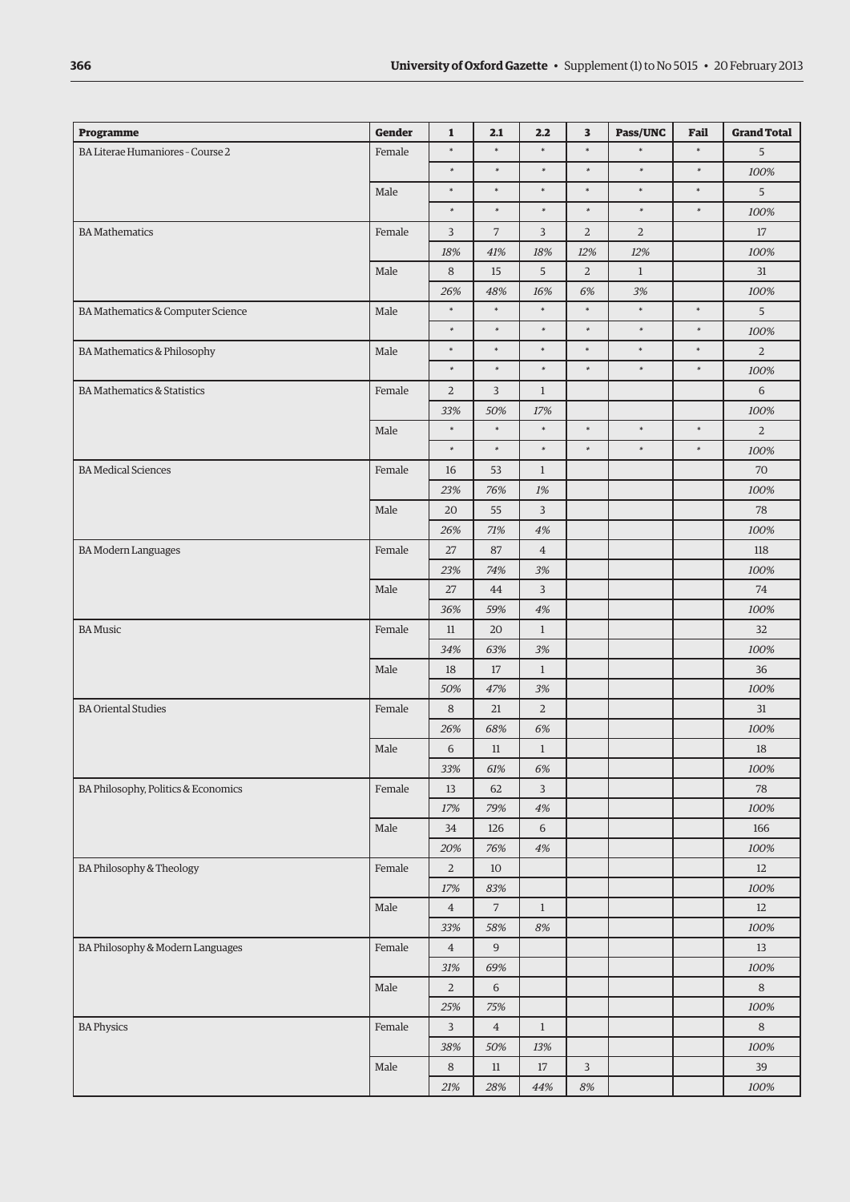| Programme | Gender | 1 | 2.1 | 2.2 | 3 | Pass/UNC | Fail | Grand Total |
|---|---|---|---|---|---|---|---|---|
| BA Literae Humaniores - Course 2 | Female | * | * | * | * | * | * | 5 |
| | | * | * | * | * | * | * | *100%* |
| | Male | * | * | * | * | * | * | 5 |
| | | * | * | * | * | * | * | *100%* |
| BA Mathematics | Female | 3 | 7 | 3 | 2 | 2 | | 17 |
| | | *18%* | *41%* | *18%* | *12%* | *12%* | | *100%* |
| | Male | 8 | 15 | 5 | 2 | 1 | | 31 |
| | | *26%* | *48%* | *16%* | *6%* | *3%* | | *100%* |
| BA Mathematics & Computer Science | Male | * | * | * | * | * | * | 5 |
| | | * | * | * | * | * | * | *100%* |
| BA Mathematics & Philosophy | Male | * | * | * | * | * | * | 2 |
| | | * | * | * | * | * | * | *100%* |
| BA Mathematics & Statistics | Female | 2 | 3 | 1 | | | | 6 |
| | | *33%* | *50%* | *17%* | | | | *100%* |
| | Male | * | * | * | * | * | * | 2 |
| | | * | * | * | * | * | * | *100%* |
| BA Medical Sciences | Female | 16 | 53 | 1 | | | | 70 |
| | | *23%* | *76%* | *1%* | | | | *100%* |
| | Male | 20 | 55 | 3 | | | | 78 |
| | | *26%* | *71%* | *4%* | | | | *100%* |
| BA Modern Languages | Female | 27 | 87 | 4 | | | | 118 |
| | | *23%* | *74%* | *3%* | | | | *100%* |
| | Male | 27 | 44 | 3 | | | | 74 |
| | | *36%* | *59%* | *4%* | | | | *100%* |
| BA Music | Female | 11 | 20 | 1 | | | | 32 |
| | | *34%* | *63%* | *3%* | | | | *100%* |
| | Male | 18 | 17 | 1 | | | | 36 |
| | | *50%* | *47%* | *3%* | | | | *100%* |
| BA Oriental Studies | Female | 8 | 21 | 2 | | | | 31 |
| | | *26%* | *68%* | *6%* | | | | *100%* |
| | Male | 6 | 11 | 1 | | | | 18 |
| | | *33%* | *61%* | *6%* | | | | *100%* |
| BA Philosophy, Politics & Economics | Female | 13 | 62 | 3 | | | | 78 |
| | | *17%* | *79%* | *4%* | | | | *100%* |
| | Male | 34 | 126 | 6 | | | | 166 |
| | | *20%* | *76%* | *4%* | | | | *100%* |
| BA Philosophy & Theology | Female | 2 | 10 | | | | | 12 |
| | | *17%* | *83%* | | | | | *100%* |
| | Male | 4 | 7 | 1 | | | | 12 |
| | | *33%* | *58%* | *8%* | | | | *100%* |
| BA Philosophy & Modern Languages | Female | 4 | 9 | | | | | 13 |
| | | *31%* | *69%* | | | | | *100%* |
| | Male | 2 | 6 | | | | | 8 |
| | | *25%* | *75%* | | | | | *100%* |
| BA Physics | Female | 3 | 4 | 1 | | | | 8 |
| | | *38%* | *50%* | *13%* | | | | *100%* |
| | Male | 8 | 11 | 17 | 3 | | | 39 |
| | | *21%* | *28%* | *44%* | *8%* | | | *100%* |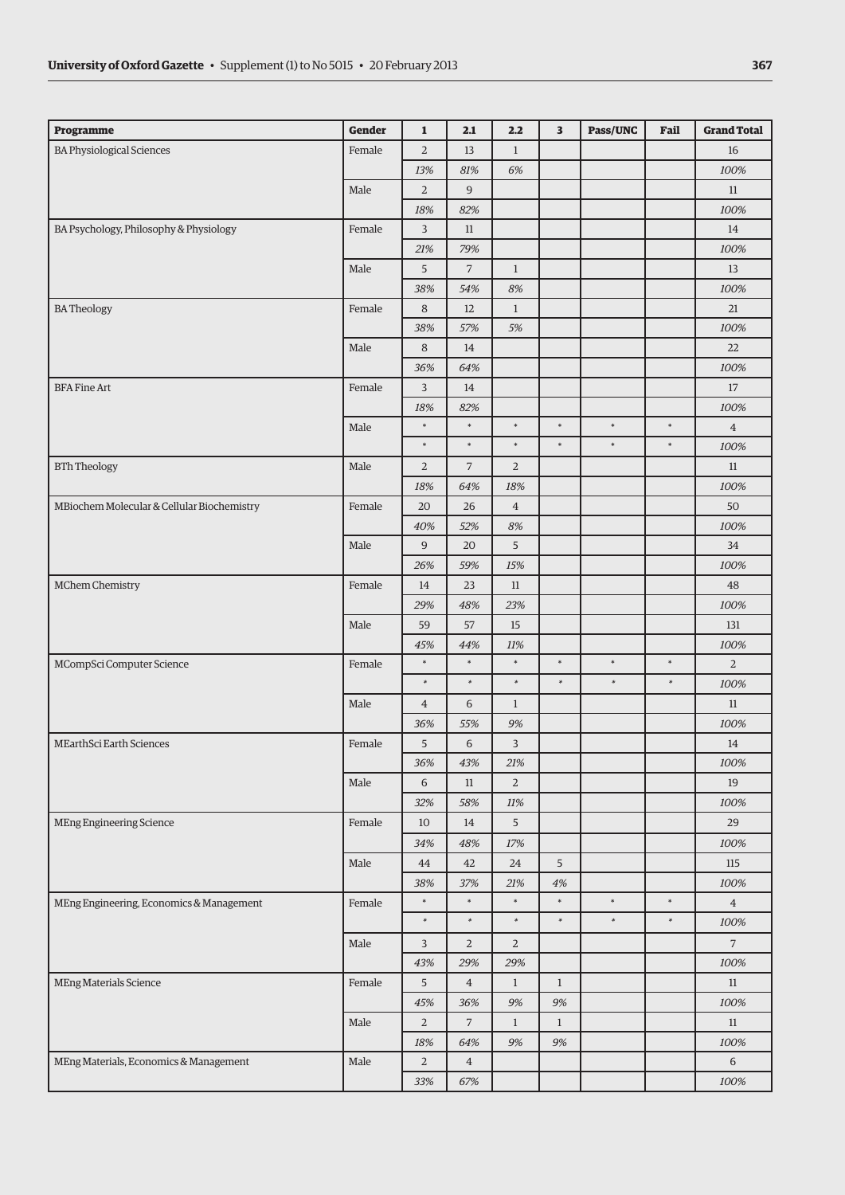| Programme | Gender | 1 | 2.1 | 2.2 | 3 | Pass/UNC | Fail | Grand Total |
|---|---|---|---|---|---|---|---|---|
| BA Physiological Sciences | Female | 2 | 13 | 1 | | | | 16 |
| | | *13%* | *81%* | *6%* | | | | *100%* |
| | Male | 2 | 9 | | | | | 11 |
| | | *18%* | *82%* | | | | | *100%* |
| BA Psychology, Philosophy & Physiology | Female | 3 | 11 | | | | | 14 |
| | | *21%* | *79%* | | | | | *100%* |
| | Male | 5 | 7 | 1 | | | | 13 |
| | | *38%* | *54%* | *8%* | | | | *100%* |
| BA Theology | Female | 8 | 12 | 1 | | | | 21 |
| | | *38%* | *57%* | *5%* | | | | *100%* |
| | Male | 8 | 14 | | | | | 22 |
| | | *36%* | *64%* | | | | | *100%* |
| BFA Fine Art | Female | 3 | 14 | | | | | 17 |
| | | *18%* | *82%* | | | | | *100%* |
| | Male | * | * | * | * | * | * | 4 |
| | | * | * | * | * | * | * | *100%* |
| BTh Theology | Male | 2 | 7 | 2 | | | | 11 |
| | | *18%* | *64%* | *18%* | | | | *100%* |
| MBiochem Molecular & Cellular Biochemistry | Female | 20 | 26 | 4 | | | | 50 |
| | | *40%* | *52%* | *8%* | | | | *100%* |
| | Male | 9 | 20 | 5 | | | | 34 |
| | | *26%* | *59%* | *15%* | | | | *100%* |
| MChem Chemistry | Female | 14 | 23 | 11 | | | | 48 |
| | | *29%* | *48%* | *23%* | | | | *100%* |
| | Male | 59 | 57 | 15 | | | | 131 |
| | | *45%* | *44%* | *11%* | | | | *100%* |
| MCompSci Computer Science | Female | * | * | * | * | * | * | 2 |
| | | * | * | * | * | * | * | *100%* |
| | Male | 4 | 6 | 1 | | | | 11 |
| | | *36%* | *55%* | *9%* | | | | *100%* |
| MEarthSci Earth Sciences | Female | 5 | 6 | 3 | | | | 14 |
| | | *36%* | *43%* | *21%* | | | | *100%* |
| | Male | 6 | 11 | 2 | | | | 19 |
| | | *32%* | *58%* | *11%* | | | | *100%* |
| MEng Engineering Science | Female | 10 | 14 | 5 | | | | 29 |
| | | *34%* | *48%* | *17%* | | | | *100%* |
| | Male | 44 | 42 | 24 | 5 | | | 115 |
| | | *38%* | *37%* | *21%* | *4%* | | | *100%* |
| MEng Engineering, Economics & Management | Female | * | * | * | * | * | * | 4 |
| | | * | * | * | * | * | * | *100%* |
| | Male | 3 | 2 | 2 | | | | 7 |
| | | *43%* | *29%* | *29%* | | | | *100%* |
| MEng Materials Science | Female | 5 | 4 | 1 | 1 | | | 11 |
| | | *45%* | *36%* | *9%* | *9%* | | | *100%* |
| | Male | 2 | 7 | 1 | 1 | | | 11 |
| | | *18%* | *64%* | *9%* | *9%* | | | *100%* |
| MEng Materials, Economics & Management | Male | 2 | 4 | | | | | 6 |
| | | *33%* | *67%* | | | | | *100%* |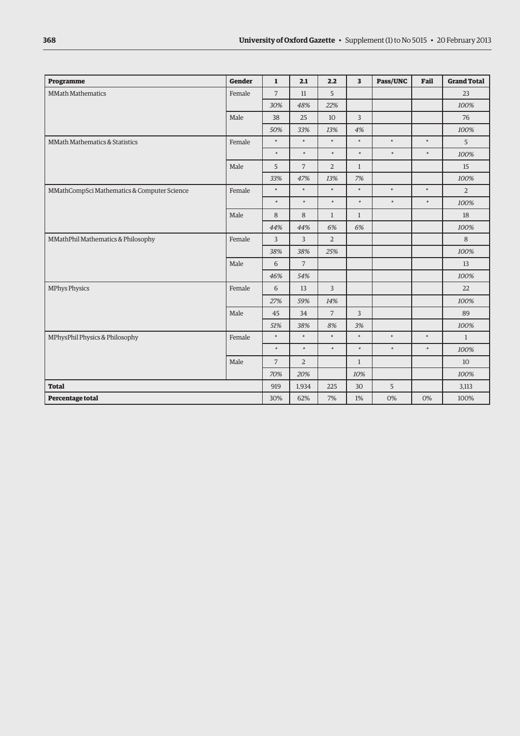| Programme | Gender | 1 | 2.1 | 2.2 | 3 | Pass/UNC | Fail | Grand Total |
|---|---|---|---|---|---|---|---|---|
| MMath Mathematics | Female | 7 | 11 | 5 | | | | 23 |
| | | *30%* | *48%* | *22%* | | | | *100%* |
| | Male | 38 | 25 | 10 | 3 | | | 76 |
| | | *50%* | *33%* | *13%* | *4%* | | | *100%* |
| MMath Mathematics & Statistics | Female | * | * | * | * | * | * | 5 |
| | | * | * | * | * | * | * | *100%* |
| | Male | 5 | 7 | 2 | 1 | | | 15 |
| | | *33%* | *47%* | *13%* | *7%* | | | *100%* |
| MMathCompSci Mathematics & Computer Science | Female | * | * | * | * | * | * | 2 |
| | | * | * | * | * | * | * | *100%* |
| | Male | 8 | 8 | 1 | 1 | | | 18 |
| | | *44%* | *44%* | *6%* | *6%* | | | *100%* |
| MMathPhil Mathematics & Philosophy | Female | 3 | 3 | 2 | | | | 8 |
| | | *38%* | *38%* | *25%* | | | | *100%* |
| | Male | 6 | 7 | | | | | 13 |
| | | *46%* | *54%* | | | | | *100%* |
| MPhys Physics | Female | 6 | 13 | 3 | | | | 22 |
| | | *27%* | *59%* | *14%* | | | | *100%* |
| | Male | 45 | 34 | 7 | 3 | | | 89 |
| | | *51%* | *38%* | *8%* | *3%* | | | *100%* |
| MPhysPhil Physics & Philosophy | Female | * | * | * | * | * | * | 1 |
| | | * | * | * | * | * | * | *100%* |
| | Male | 7 | 2 | | 1 | | | 10 |
| | | *70%* | *20%* | | *10%* | | | *100%* |
| **Total** | | 919 | 1,934 | 225 | 30 | 5 | | 3,113 |
| **Percentage total** | | 30% | 62% | 7% | 1% | 0% | 0% | 100% |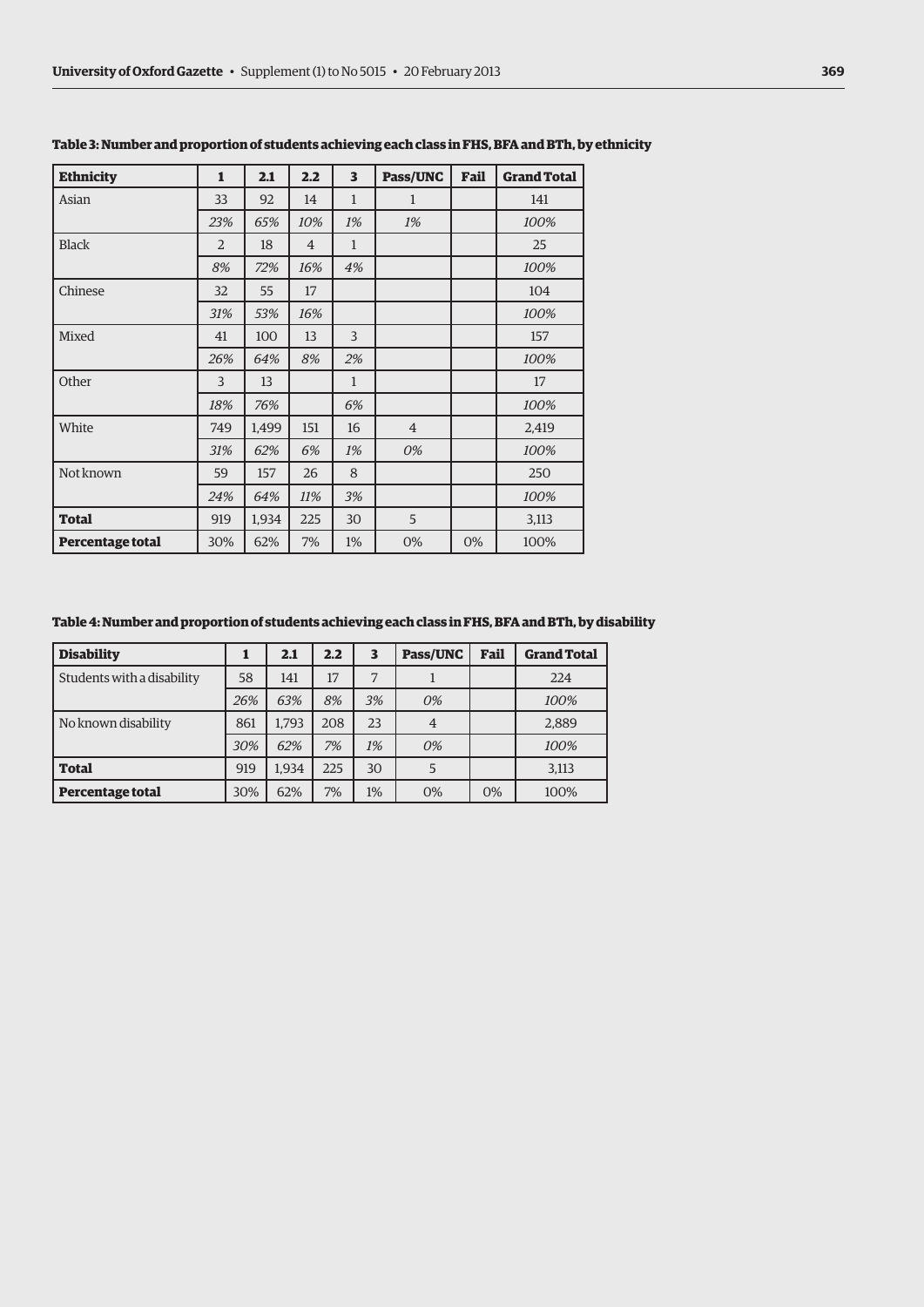**Table 3: Number and proportion of students achieving each class in FHS, BFA and BTh, by ethnicity**

| Ethnicity | 1 | 2.1 | 2.2 | 3 | Pass/UNC | Fail | Grand Total |
|---|---|---|---|---|---|---|---|
| Asian | 33 | 92 | 14 | 1 | 1 | | 141 |
| | *23%* | *65%* | *10%* | *1%* | *1%* | | *100%* |
| Black | 2 | 18 | 4 | 1 | | | 25 |
| | *8%* | *72%* | *16%* | *4%* | | | *100%* |
| Chinese | 32 | 55 | 17 | | | | 104 |
| | *31%* | *53%* | *16%* | | | | *100%* |
| Mixed | 41 | 100 | 13 | 3 | | | 157 |
| | *26%* | *64%* | *8%* | *2%* | | | *100%* |
| Other | 3 | 13 | | 1 | | | 17 |
| | *18%* | *76%* | | *6%* | | | *100%* |
| White | 749 | 1,499 | 151 | 16 | 4 | | 2,419 |
| | *31%* | *62%* | *6%* | *1%* | *0%* | | *100%* |
| Not known | 59 | 157 | 26 | 8 | | | 250 |
| | *24%* | *64%* | *11%* | *3%* | | | *100%* |
| **Total** | 919 | 1,934 | 225 | 30 | 5 | | 3,113 |
| **Percentage total** | 30% | 62% | 7% | 1% | 0% | 0% | 100% |

**Table 4: Number and proportion of students achieving each class in FHS, BFA and BTh, by disability**

| Disability | 1 | 2.1 | 2.2 | 3 | Pass/UNC | Fail | Grand Total |
|---|---|---|---|---|---|---|---|
| Students with a disability | 58 | 141 | 17 | 7 | 1 | | 224 |
| | *26%* | *63%* | *8%* | *3%* | *0%* | | *100%* |
| No known disability | 861 | 1,793 | 208 | 23 | 4 | | 2,889 |
| | *30%* | *62%* | *7%* | *1%* | *0%* | | *100%* |
| **Total** | 919 | 1,934 | 225 | 30 | 5 | | 3,113 |
| **Percentage total** | 30% | 62% | 7% | 1% | 0% | 0% | 100% |